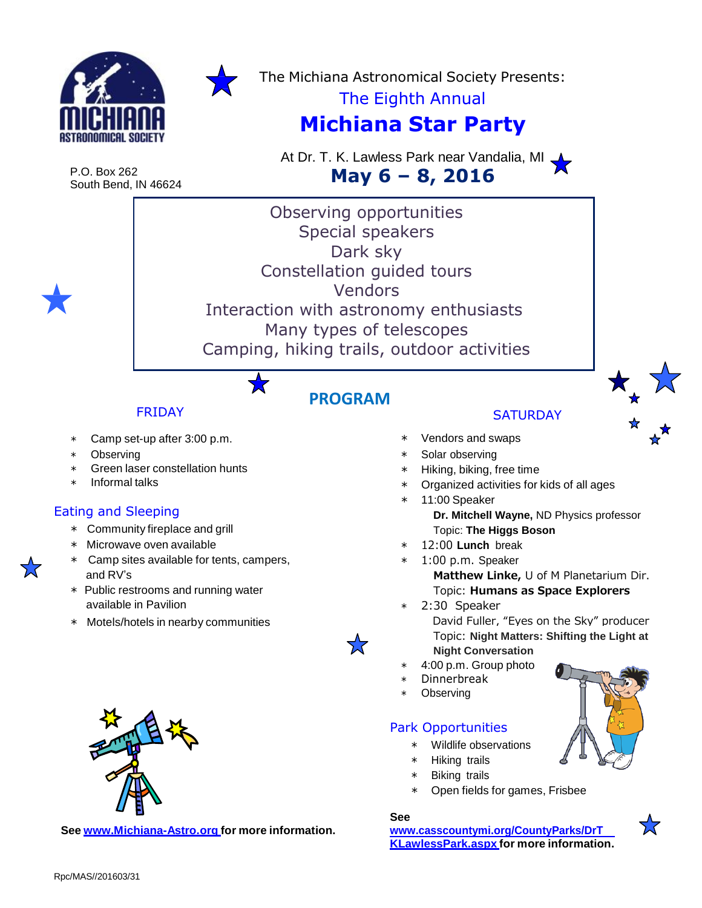The Michiana Astronomical Society Presents:

The Eighth Annual

# Michiana Star Party

At Dr. T. K. Lawless Park near Vandalia, MI

**May 6 – 8, 2016**

P.O. Box 262
South Bend, IN 46624

Observing opportunities
Special speakers
Dark sky
Constellation guided tours
Vendors
Interaction with astronomy enthusiasts
Many types of telescopes
Camping, hiking trails, outdoor activities

## PROGRAM

### FRIDAY

- Camp set-up after 3:00 p.m.
- Observing
- Green laser constellation hunts
- Informal talks

### Eating and Sleeping

- Community fireplace and grill
- Microwave oven available
- Camp sites available for tents, campers, and RV's
- Public restrooms and running water available in Pavilion
- Motels/hotels in nearby communities

**See www.Michiana-Astro.org for more information.**

### SATURDAY

- Vendors and swaps
- Solar observing
- Hiking, biking, free time
- Organized activities for kids of all ages
- 11:00 Speaker
  **Dr. Mitchell Wayne,** ND Physics professor
  Topic: **The Higgs Boson**
- 12:00 **Lunch** break
- 1:00 p.m. Speaker
  **Matthew Linke,** U of M Planetarium Dir.
  Topic: **Humans as Space Explorers**
- 2:30 Speaker
  David Fuller, "Eyes on the Sky" producer
  Topic: **Night Matters: Shifting the Light at Night Conversation**
- 4:00 p.m. Group photo
- Dinnerbreak
- Observing

### Park Opportunities

- Wildlife observations
- Hiking trails
- Biking trails
- Open fields for games, Frisbee

**See www.casscountymi.org/CountyParks/DrTKLawlessPark.aspx for more information.**

Rpc/MAS//201603/31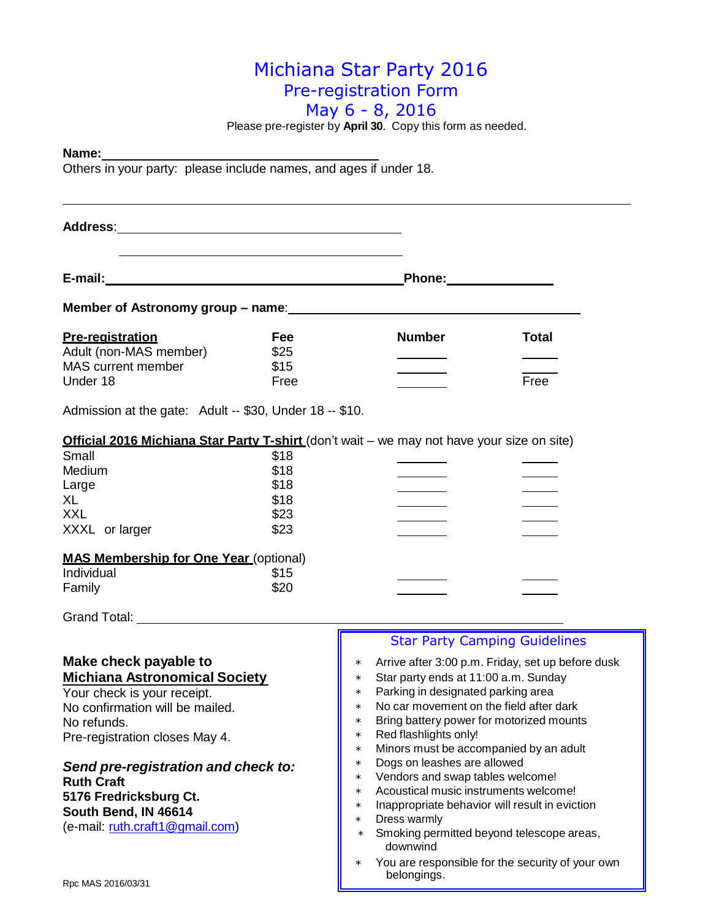# Michiana Star Party 2016

## Pre-registration Form

## May 6 - 8, 2016

Please pre-register by **April 30**. Copy this form as needed.

**Name:** ____________________

Others in your party: please include names, and ages if under 18.

______________________________________________

**Address**: ____________________

____________________

**E-mail:** ____________________ **Phone:** ____________

**Member of Astronomy group – name**: ____________________

| **Pre-registration** | **Fee** | **Number** | **Total** |
|---|---|---|---|
| Adult (non-MAS member) | $25 | ______ | ______ |
| MAS current member | $15 | ______ | ______ |
| Under 18 | Free | ______ | Free |

Admission at the gate: Adult -- $30, Under 18 -- $10.

| **Official 2016 Michiana Star Party T-shirt** (don't wait – we may not have your size on site) | | | |
|---|---|---|---|
| Small | $18 | ______ | ______ |
| Medium | $18 | ______ | ______ |
| Large | $18 | ______ | ______ |
| XL | $18 | ______ | ______ |
| XXL | $23 | ______ | ______ |
| XXXL or larger | $23 | ______ | ______ |

| **MAS Membership for One Year** (optional) | | | |
|---|---|---|---|
| Individual | $15 | ______ | ______ |
| Family | $20 | ______ | ______ |

Grand Total: ____________________

**Make check payable to**
**Michiana Astronomical Society**

Your check is your receipt.
No confirmation will be mailed.
No refunds.
Pre-registration closes May 4.

***Send pre-registration and check to:***
**Ruth Craft**
**5176 Fredricksburg Ct.**
**South Bend, IN 46614**
(e-mail: ruth.craft1@gmail.com)

### Star Party Camping Guidelines

- Arrive after 3:00 p.m. Friday, set up before dusk
- Star party ends at 11:00 a.m. Sunday
- Parking in designated parking area
- No car movement on the field after dark
- Bring battery power for motorized mounts
- Red flashlights only!
- Minors must be accompanied by an adult
- Dogs on leashes are allowed
- Vendors and swap tables welcome!
- Acoustical music instruments welcome!
- Inappropriate behavior will result in eviction
- Dress warmly
- Smoking permitted beyond telescope areas, downwind
- You are responsible for the security of your own belongings.

Rpc MAS 2016/03/31